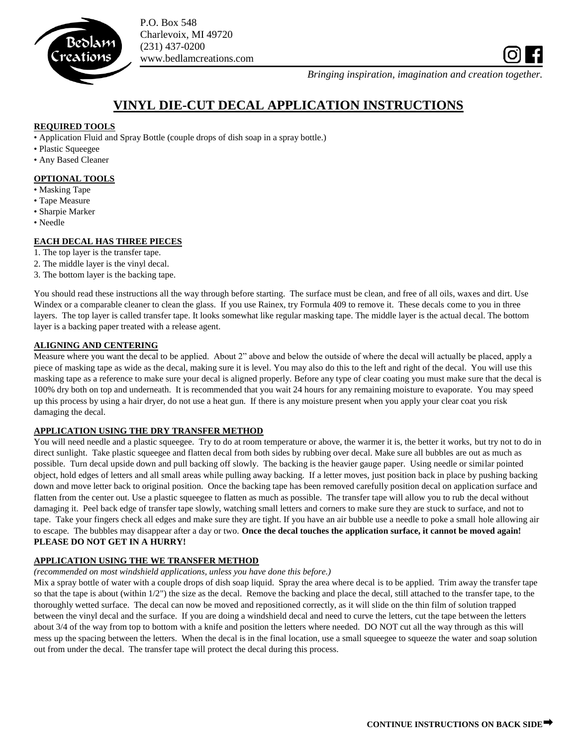P.O. Box 548
Charlevoix, MI 49720
(231) 437-0200
www.bedlamcreations.com

*Bringing inspiration, imagination and creation together.*

# VINYL DIE-CUT DECAL APPLICATION INSTRUCTIONS

**REQUIRED TOOLS**

- Application Fluid and Spray Bottle (couple drops of dish soap in a spray bottle.)
- Plastic Squeegee
- Any Based Cleaner

**OPTIONAL TOOLS**

- Masking Tape
- Tape Measure
- Sharpie Marker
- Needle

**EACH DECAL HAS THREE PIECES**

1. The top layer is the transfer tape.
2. The middle layer is the vinyl decal.
3. The bottom layer is the backing tape.

You should read these instructions all the way through before starting. The surface must be clean, and free of all oils, waxes and dirt. Use Windex or a comparable cleaner to clean the glass. If you use Rainex, try Formula 409 to remove it. These decals come to you in three layers. The top layer is called transfer tape. It looks somewhat like regular masking tape. The middle layer is the actual decal. The bottom layer is a backing paper treated with a release agent.

**ALIGNING AND CENTERING**

Measure where you want the decal to be applied. About 2" above and below the outside of where the decal will actually be placed, apply a piece of masking tape as wide as the decal, making sure it is level. You may also do this to the left and right of the decal. You will use this masking tape as a reference to make sure your decal is aligned properly. Before any type of clear coating you must make sure that the decal is 100% dry both on top and underneath. It is recommended that you wait 24 hours for any remaining moisture to evaporate. You may speed up this process by using a hair dryer, do not use a heat gun. If there is any moisture present when you apply your clear coat you risk damaging the decal.

**APPLICATION USING THE DRY TRANSFER METHOD**

You will need needle and a plastic squeegee. Try to do at room temperature or above, the warmer it is, the better it works, but try not to do in direct sunlight. Take plastic squeegee and flatten decal from both sides by rubbing over decal. Make sure all bubbles are out as much as possible. Turn decal upside down and pull backing off slowly. The backing is the heavier gauge paper. Using needle or similar pointed object, hold edges of letters and all small areas while pulling away backing. If a letter moves, just position back in place by pushing backing down and move letter back to original position. Once the backing tape has been removed carefully position decal on application surface and flatten from the center out. Use a plastic squeegee to flatten as much as possible. The transfer tape will allow you to rub the decal without damaging it. Peel back edge of transfer tape slowly, watching small letters and corners to make sure they are stuck to surface, and not to tape. Take your fingers check all edges and make sure they are tight. If you have an air bubble use a needle to poke a small hole allowing air to escape. The bubbles may disappear after a day or two. **Once the decal touches the application surface, it cannot be moved again! PLEASE DO NOT GET IN A HURRY!**

**APPLICATION USING THE WE TRANSFER METHOD**

*(recommended on most windshield applications, unless you have done this before.)*

Mix a spray bottle of water with a couple drops of dish soap liquid. Spray the area where decal is to be applied. Trim away the transfer tape so that the tape is about (within 1/2") the size as the decal. Remove the backing and place the decal, still attached to the transfer tape, to the thoroughly wetted surface. The decal can now be moved and repositioned correctly, as it will slide on the thin film of solution trapped between the vinyl decal and the surface. If you are doing a windshield decal and need to curve the letters, cut the tape between the letters about 3/4 of the way from top to bottom with a knife and position the letters where needed. DO NOT cut all the way through as this will mess up the spacing between the letters. When the decal is in the final location, use a small squeegee to squeeze the water and soap solution out from under the decal. The transfer tape will protect the decal during this process.

**CONTINUE INSTRUCTIONS ON BACK SIDE➡**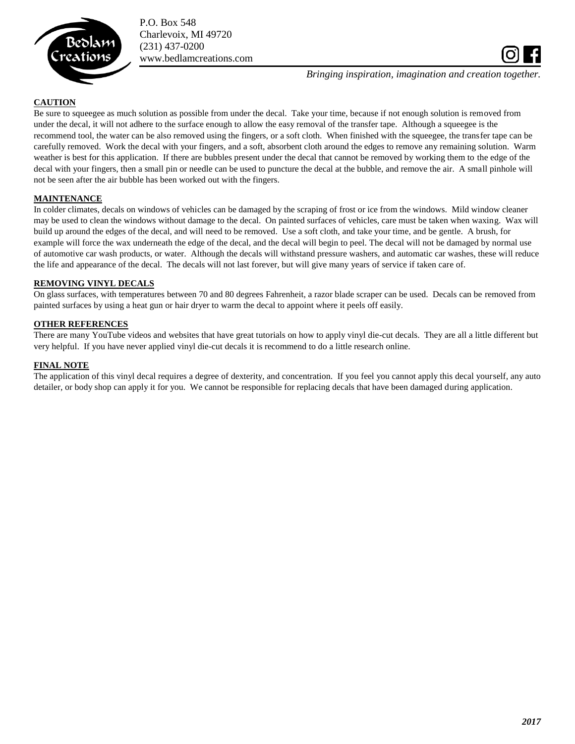P.O. Box 548
Charlevoix, MI 49720
(231) 437-0200
www.bedlamcreations.com

*Bringing inspiration, imagination and creation together.*

## CAUTION

Be sure to squeegee as much solution as possible from under the decal. Take your time, because if not enough solution is removed from under the decal, it will not adhere to the surface enough to allow the easy removal of the transfer tape. Although a squeegee is the recommend tool, the water can be also removed using the fingers, or a soft cloth. When finished with the squeegee, the transfer tape can be carefully removed. Work the decal with your fingers, and a soft, absorbent cloth around the edges to remove any remaining solution. Warm weather is best for this application. If there are bubbles present under the decal that cannot be removed by working them to the edge of the decal with your fingers, then a small pin or needle can be used to puncture the decal at the bubble, and remove the air. A small pinhole will not be seen after the air bubble has been worked out with the fingers.

## MAINTENANCE

In colder climates, decals on windows of vehicles can be damaged by the scraping of frost or ice from the windows. Mild window cleaner may be used to clean the windows without damage to the decal. On painted surfaces of vehicles, care must be taken when waxing. Wax will build up around the edges of the decal, and will need to be removed. Use a soft cloth, and take your time, and be gentle. A brush, for example will force the wax underneath the edge of the decal, and the decal will begin to peel. The decal will not be damaged by normal use of automotive car wash products, or water. Although the decals will withstand pressure washers, and automatic car washes, these will reduce the life and appearance of the decal. The decals will not last forever, but will give many years of service if taken care of.

## REMOVING VINYL DECALS

On glass surfaces, with temperatures between 70 and 80 degrees Fahrenheit, a razor blade scraper can be used. Decals can be removed from painted surfaces by using a heat gun or hair dryer to warm the decal to appoint where it peels off easily.

## OTHER REFERENCES

There are many YouTube videos and websites that have great tutorials on how to apply vinyl die-cut decals. They are all a little different but very helpful. If you have never applied vinyl die-cut decals it is recommend to do a little research online.

## FINAL NOTE

The application of this vinyl decal requires a degree of dexterity, and concentration. If you feel you cannot apply this decal yourself, any auto detailer, or body shop can apply it for you. We cannot be responsible for replacing decals that have been damaged during application.

***2017***